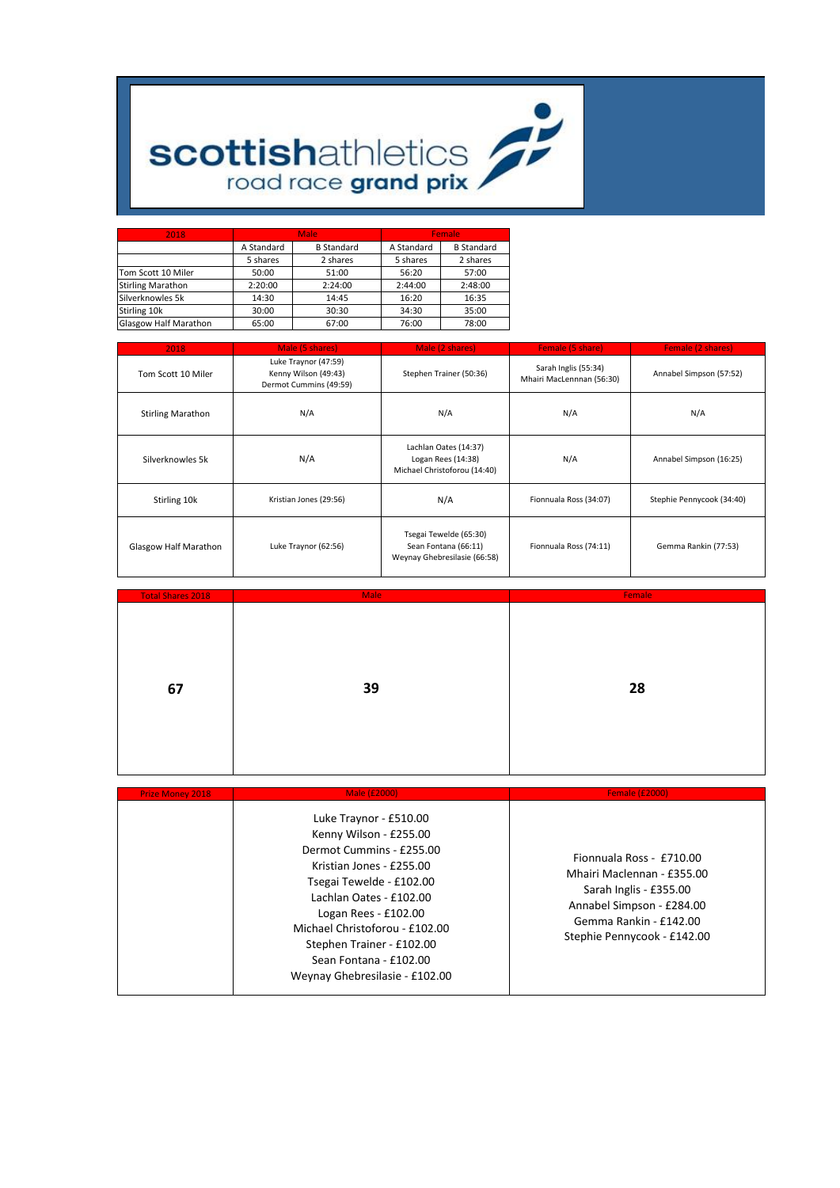# scottishathletics road race grand prix

| 2018 | Male | | Female | |
|---|---|---|---|---|
| | A Standard | B Standard | A Standard | B Standard |
| | 5 shares | 2 shares | 5 shares | 2 shares |
| Tom Scott 10 Miler | 50:00 | 51:00 | 56:20 | 57:00 |
| Stirling Marathon | 2:20:00 | 2:24:00 | 2:44:00 | 2:48:00 |
| Silverknowles 5k | 14:30 | 14:45 | 16:20 | 16:35 |
| Stirling 10k | 30:00 | 30:30 | 34:30 | 35:00 |
| Glasgow Half Marathon | 65:00 | 67:00 | 76:00 | 78:00 |

| 2018 | Male (5 shares) | Male (2 shares) | Female (5 share) | Female (2 shares) |
|---|---|---|---|---|
| Tom Scott 10 Miler | Luke Traynor (47:59) Kenny Wilson (49:43) Dermot Cummins (49:59) | Stephen Trainer (50:36) | Sarah Inglis (55:34) Mhairi MacLennnan (56:30) | Annabel Simpson (57:52) |
| Stirling Marathon | N/A | N/A | N/A | N/A |
| Silverknowles 5k | N/A | Lachlan Oates (14:37) Logan Rees (14:38) Michael Christoforou (14:40) | N/A | Annabel Simpson (16:25) |
| Stirling 10k | Kristian Jones (29:56) | N/A | Fionnuala Ross (34:07) | Stephie Pennycook (34:40) |
| Glasgow Half Marathon | Luke Traynor (62:56) | Tsegai Tewelde (65:30) Sean Fontana (66:11) Weynay Ghebresilasie (66:58) | Fionnuala Ross (74:11) | Gemma Rankin (77:53) |

| Total Shares 2018 | Male | Female |
|---|---|---|
| **67** | **39** | **28** |

| Prize Money 2018 | Male (£2000) | Female (£2000) |
|---|---|---|
| | Luke Traynor - £510.00<br>Kenny Wilson - £255.00<br>Dermot Cummins - £255.00<br>Kristian Jones - £255.00<br>Tsegai Tewelde - £102.00<br>Lachlan Oates - £102.00<br>Logan Rees - £102.00<br>Michael Christoforou - £102.00<br>Stephen Trainer - £102.00<br>Sean Fontana - £102.00<br>Weynay Ghebresilasie - £102.00 | Fionnuala Ross - £710.00<br>Mhairi Maclennan - £355.00<br>Sarah Inglis - £355.00<br>Annabel Simpson - £284.00<br>Gemma Rankin - £142.00<br>Stephie Pennycook - £142.00 |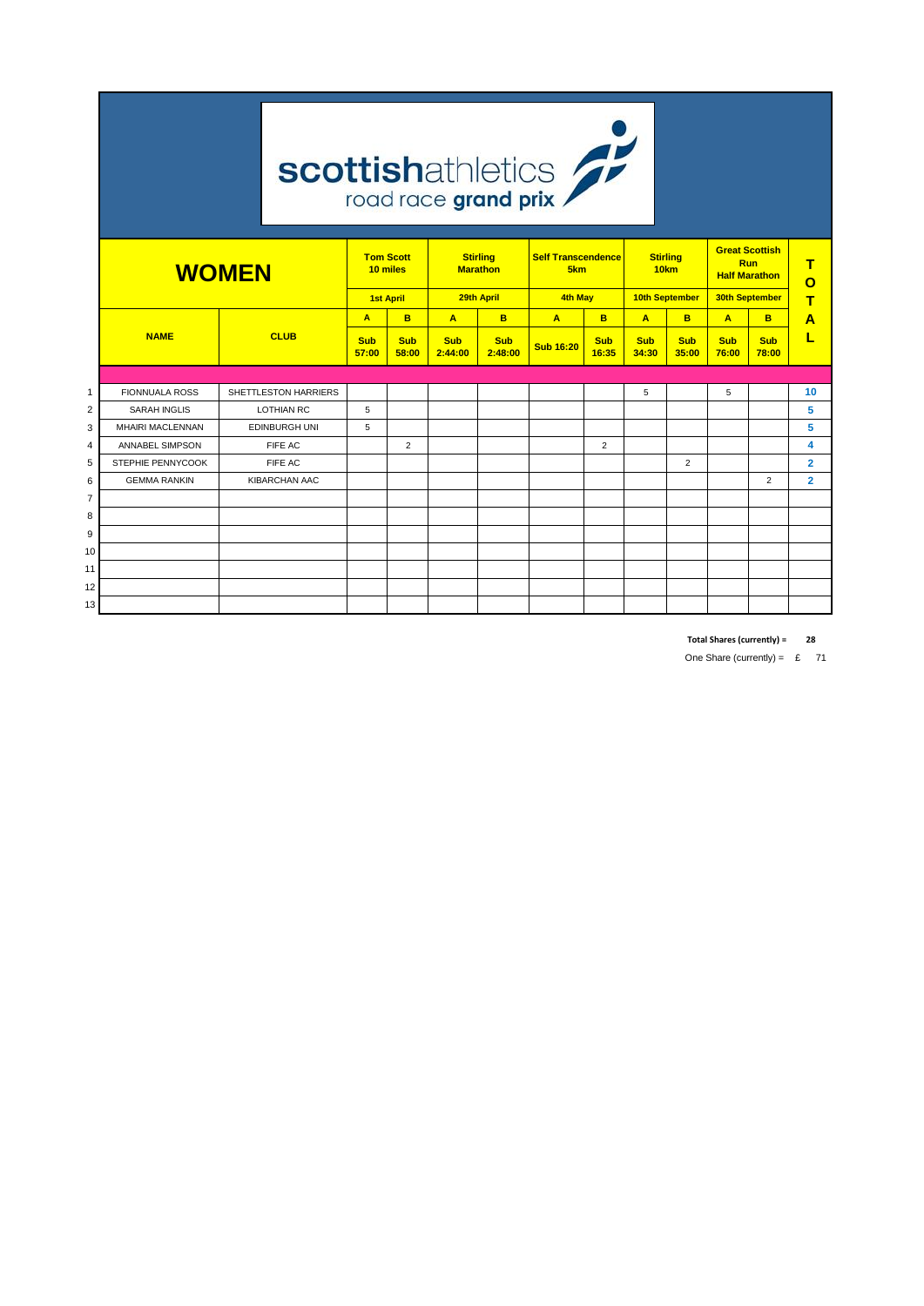**scottishathletics road race grand prix**

| | **WOMEN** | | **Tom Scott 10 miles** | | **Stirling Marathon** | | **Self Transcendence 5km** | | **Stirling 10km** | | **Great Scottish Run Half Marathon** | | **TOTAL** |
|---|---|---|---|---|---|---|---|---|---|---|---|---|---|
| | | | **1st April** | | **29th April** | | **4th May** | | **10th September** | | **30th September** | | |
| | | | **A** | **B** | **A** | **B** | **A** | **B** | **A** | **B** | **A** | **B** | |
| | **NAME** | **CLUB** | **Sub 57:00** | **Sub 58:00** | **Sub 2:44:00** | **Sub 2:48:00** | **Sub 16:20** | **Sub 16:35** | **Sub 34:30** | **Sub 35:00** | **Sub 76:00** | **Sub 78:00** | |
| 1 | FIONNUALA ROSS | SHETTLESTON HARRIERS | | | | | | | 5 | | 5 | | 10 |
| 2 | SARAH INGLIS | LOTHIAN RC | 5 | | | | | | | | | | 5 |
| 3 | MHAIRI MACLENNAN | EDINBURGH UNI | 5 | | | | | | | | | | 5 |
| 4 | ANNABEL SIMPSON | FIFE AC | | 2 | | | | 2 | | | | | 4 |
| 5 | STEPHIE PENNYCOOK | FIFE AC | | | | | | | | 2 | | | 2 |
| 6 | GEMMA RANKIN | KIBARCHAN AAC | | | | | | | | | | 2 | 2 |
| 7 | | | | | | | | | | | | | |
| 8 | | | | | | | | | | | | | |
| 9 | | | | | | | | | | | | | |
| 10 | | | | | | | | | | | | | |
| 11 | | | | | | | | | | | | | |
| 12 | | | | | | | | | | | | | |
| 13 | | | | | | | | | | | | | |

**Total Shares (currently) = 28**

One Share (currently) = £ 71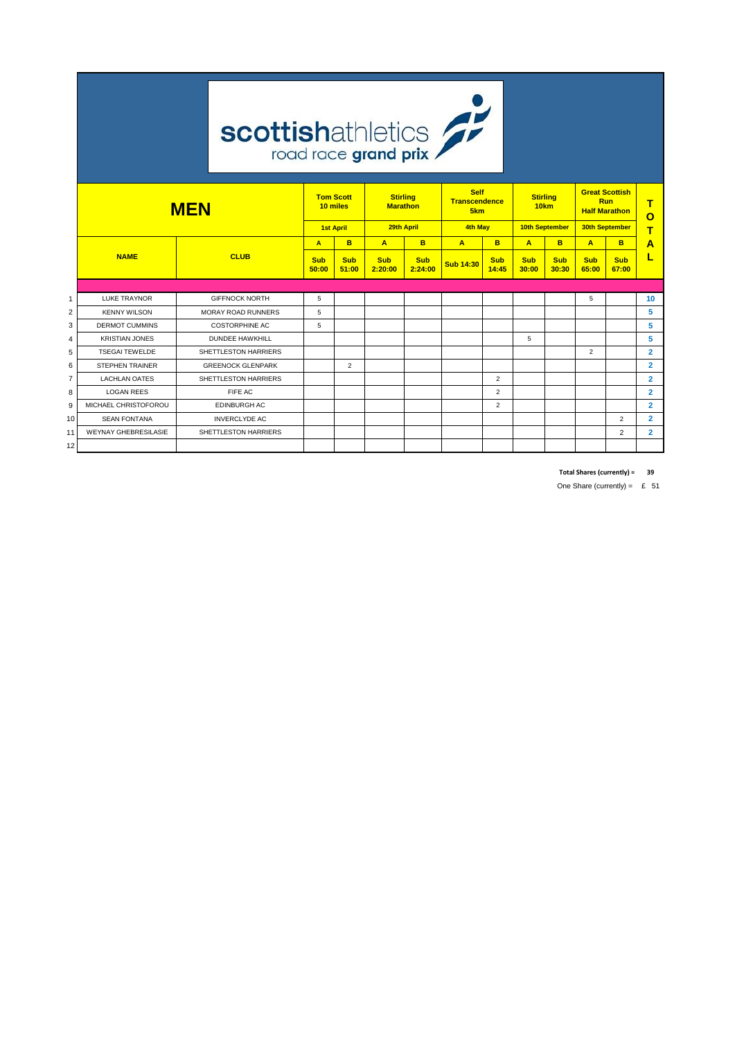# scottishathletics road race grand prix

## MEN

| | | | Tom Scott 10 miles | | Stirling Marathon | | Self Transcendence 5km | | Stirling 10km | | Great Scottish Run Half Marathon | | TOTAL |
|---|---|---|---|---|---|---|---|---|---|---|---|---|---|
| | | | 1st April | | 29th April | | 4th May | | 10th September | | 30th September | | |
| | NAME | CLUB | A | B | A | B | A | B | A | B | A | B | |
| | | | Sub 50:00 | Sub 51:00 | Sub 2:20:00 | Sub 2:24:00 | Sub 14:30 | Sub 14:45 | Sub 30:00 | Sub 30:30 | Sub 65:00 | Sub 67:00 | |
| 1 | LUKE TRAYNOR | GIFFNOCK NORTH | 5 | | | | | | | | 5 | | 10 |
| 2 | KENNY WILSON | MORAY ROAD RUNNERS | 5 | | | | | | | | | | 5 |
| 3 | DERMOT CUMMINS | COSTORPHINE AC | 5 | | | | | | | | | | 5 |
| 4 | KRISTIAN JONES | DUNDEE HAWKHILL | | | | | | | 5 | | | | 5 |
| 5 | TSEGAI TEWELDE | SHETTLESTON HARRIERS | | | | | | | | | 2 | | 2 |
| 6 | STEPHEN TRAINER | GREENOCK GLENPARK | | 2 | | | | | | | | | 2 |
| 7 | LACHLAN OATES | SHETTLESTON HARRIERS | | | | | | 2 | | | | | 2 |
| 8 | LOGAN REES | FIFE AC | | | | | | 2 | | | | | 2 |
| 9 | MICHAEL CHRISTOFOROU | EDINBURGH AC | | | | | | 2 | | | | | 2 |
| 10 | SEAN FONTANA | INVERCLYDE AC | | | | | | | | | | 2 | 2 |
| 11 | WEYNAY GHEBRESILASIE | SHETTLESTON HARRIERS | | | | | | | | | | 2 | 2 |
| 12 | | | | | | | | | | | | | |

**Total Shares (currently) = 39**

One Share (currently) = £ 51